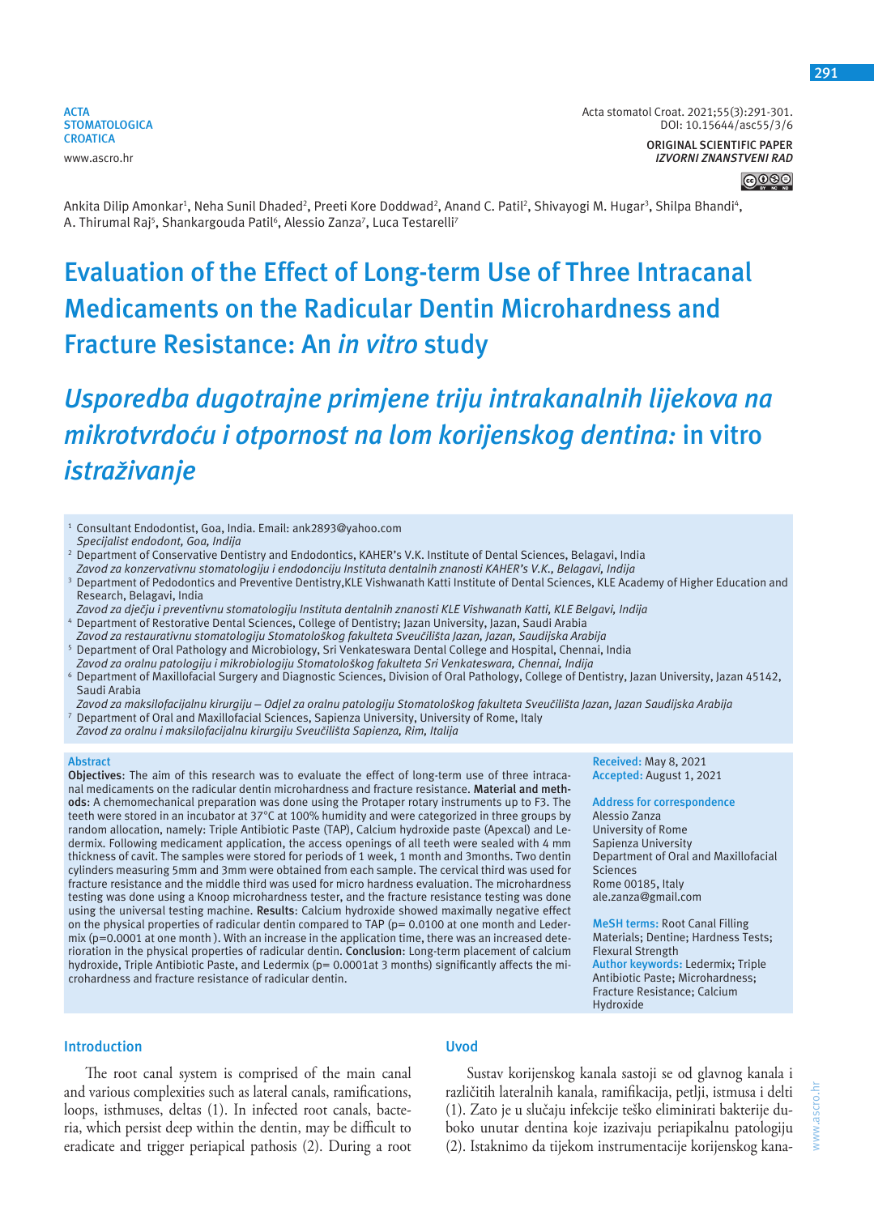ACTA STOMATOLOGICA CROATICA

www.ascro.hr

Acta stomatol Croat. 2021;55(3):291-301.
DOI: 10.15644/asc55/3/6

ORIGINAL SCIENTIFIC PAPER
*IZVORNI ZNANSTVENI RAD*

Ankita Dilip Amonkar[1], Neha Sunil Dhaded[2], Preeti Kore Doddwad[2], Anand C. Patil[2], Shivayogi M. Hugar[3], Shilpa Bhandi[4], A. Thirumal Raj[5], Shankargouda Patil[6], Alessio Zanza[7], Luca Testarelli[7]

# Evaluation of the Effect of Long-term Use of Three Intracanal Medicaments on the Radicular Dentin Microhardness and Fracture Resistance: An *in vitro* study

# *Usporedba dugotrajne primjene triju intrakanalnih lijekova na mikrotvrdoću i otpornost na lom korijenskog dentina:* in vitro *istraživanje*

[1] Consultant Endodontist, Goa, India. Email: ank2893@yahoo.com
*Specijalist endodont, Goa, Indija*

[2] Department of Conservative Dentistry and Endodontics, KAHER's V.K. Institute of Dental Sciences, Belagavi, India
*Zavod za konzervativnu stomatologiju i endodonciju Instituta dentalnih znanosti KAHER's V.K., Belagavi, Indija*

[3] Department of Pedodontics and Preventive Dentistry,KLE Vishwanath Katti Institute of Dental Sciences, KLE Academy of Higher Education and Research, Belagavi, India
*Zavod za dječju i preventivnu stomatologiju Instituta dentalnih znanosti KLE Vishwanath Katti, KLE Belgavi, Indija*

[4] Department of Restorative Dental Sciences, College of Dentistry; Jazan University, Jazan, Saudi Arabia
*Zavod za restaurativnu stomatologiju Stomatološkog fakulteta Sveučilišta Jazan, Jazan, Saudijska Arabija*

[5] Department of Oral Pathology and Microbiology, Sri Venkateswara Dental College and Hospital, Chennai, India
*Zavod za oralnu patologiju i mikrobiologiju Stomatološkog fakulteta Sri Venkateswara, Chennai, Indija*

[6] Department of Maxillofacial Surgery and Diagnostic Sciences, Division of Oral Pathology, College of Dentistry, Jazan University, Jazan 45142, Saudi Arabia
*Zavod za maksilofacijalnu kirurgiju – Odjel za oralnu patologiju Stomatološkog fakulteta Sveučilišta Jazan, Jazan Saudijska Arabija*

[7] Department of Oral and Maxillofacial Sciences, Sapienza University, University of Rome, Italy
*Zavod za oralnu i maksilofacijalnu kirurgiju Sveučilišta Sapienza, Rim, Italija*

## Abstract

**Objectives**: The aim of this research was to evaluate the effect of long-term use of three intracanal medicaments on the radicular dentin microhardness and fracture resistance. **Material and methods**: A chemomechanical preparation was done using the Protaper rotary instruments up to F3. The teeth were stored in an incubator at 37°C at 100% humidity and were categorized in three groups by random allocation, namely: Triple Antibiotic Paste (TAP), Calcium hydroxide paste (Apexcal) and Ledermix. Following medicament application, the access openings of all teeth were sealed with 4 mm thickness of cavit. The samples were stored for periods of 1 week, 1 month and 3months. Two dentin cylinders measuring 5mm and 3mm were obtained from each sample. The cervical third was used for fracture resistance and the middle third was used for micro hardness evaluation. The microhardness testing was done using a Knoop microhardness tester, and the fracture resistance testing was done using the universal testing machine. **Results**: Calcium hydroxide showed maximally negative effect on the physical properties of radicular dentin compared to TAP ($p= 0.0100$ at one month and Ledermix ($p=0.0001$ at one month ). With an increase in the application time, there was an increased deterioration in the physical properties of radicular dentin. **Conclusion**: Long-term placement of calcium hydroxide, Triple Antibiotic Paste, and Ledermix ($p= 0.0001$at 3 months) significantly affects the microhardness and fracture resistance of radicular dentin.

**Received:** May 8, 2021
**Accepted:** August 1, 2021

**Address for correspondence**
Alessio Zanza
University of Rome
Sapienza University
Department of Oral and Maxillofacial Sciences
Rome 00185, Italy
ale.zanza@gmail.com

**MeSH terms:** Root Canal Filling Materials; Dentine; Hardness Tests; Flexural Strength
**Author keywords:** Ledermix; Triple Antibiotic Paste; Microhardness; Fracture Resistance; Calcium Hydroxide

## Introduction

The root canal system is comprised of the main canal and various complexities such as lateral canals, ramifications, loops, isthmuses, deltas (1). In infected root canals, bacteria, which persist deep within the dentin, may be difficult to eradicate and trigger periapical pathosis (2). During a root

## Uvod

Sustav korijenskog kanala sastoji se od glavnog kanala i različitih lateralnih kanala, ramifikacija, petlji, istmusa i delti (1). Zato je u slučaju infekcije teško eliminirati bakterije duboko unutar dentina koje izazivaju periapikalnu patologiju (2). Istaknimo da tijekom instrumentacije korijenskog kana-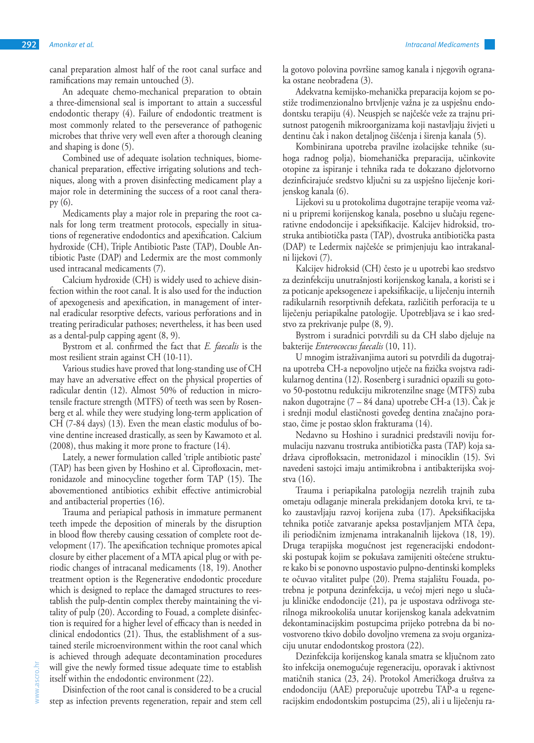canal preparation almost half of the root canal surface and ramifications may remain untouched (3).

An adequate chemo-mechanical preparation to obtain a three-dimensional seal is important to attain a successful endodontic therapy (4). Failure of endodontic treatment is most commonly related to the perseverance of pathogenic microbes that thrive very well even after a thorough cleaning and shaping is done (5).

Combined use of adequate isolation techniques, biomechanical preparation, effective irrigating solutions and techniques, along with a proven disinfecting medicament play a major role in determining the success of a root canal therapy (6).

Medicaments play a major role in preparing the root canals for long term treatment protocols, especially in situations of regenerative endodontics and apexification. Calcium hydroxide (CH), Triple Antibiotic Paste (TAP), Double Antibiotic Paste (DAP) and Ledermix are the most commonly used intracanal medicaments (7).

Calcium hydroxide (CH) is widely used to achieve disinfection within the root canal. It is also used for the induction of apexogenesis and apexification, in management of internal eradicular resorptive defects, various perforations and in treating periradicular pathoses; nevertheless, it has been used as a dental-pulp capping agent (8, 9).

Bystrom et al. confirmed the fact that *E. faecalis* is the most resilient strain against CH (10-11).

Various studies have proved that long-standing use of CH may have an adversative effect on the physical properties of radicular dentin (12). Almost 50% of reduction in microtensile fracture strength (MTFS) of teeth was seen by Rosenberg et al. while they were studying long-term application of CH (7-84 days) (13). Even the mean elastic modulus of bovine dentine increased drastically, as seen by Kawamoto et al. (2008), thus making it more prone to fracture (14).

Lately, a newer formulation called 'triple antibiotic paste' (TAP) has been given by Hoshino et al. Ciprofloxacin, metronidazole and minocycline together form TAP (15). The abovementioned antibiotics exhibit effective antimicrobial and antibacterial properties (16).

Trauma and periapical pathosis in immature permanent teeth impede the deposition of minerals by the disruption in blood flow thereby causing cessation of complete root development (17). The apexification technique promotes apical closure by either placement of a MTA apical plug or with periodic changes of intracanal medicaments (18, 19). Another treatment option is the Regenerative endodontic procedure which is designed to replace the damaged structures to reestablish the pulp-dentin complex thereby maintaining the vitality of pulp (20). According to Fouad, a complete disinfection is required for a higher level of efficacy than is needed in clinical endodontics (21). Thus, the establishment of a sustained sterile microenvironment within the root canal which is achieved through adequate decontamination procedures will give the newly formed tissue adequate time to establish itself within the endodontic environment (22).

Disinfection of the root canal is considered to be a crucial step as infection prevents regeneration, repair and stem cell

la gotovo polovina površine samog kanala i njegovih ogranaka ostane neobrađena (3).

Adekvatna kemijsko-mehanička preparacija kojom se postiže trodimenzionalno brtvljenje važna je za uspješnu endodontsku terapiju (4). Neuspjeh se najčešće veže za trajnu prisutnost patogenih mikroorganizama koji nastavljaju živjeti u dentinu čak i nakon detaljnog čišćenja i širenja kanala (5).

Kombinirana upotreba pravilne izolacijske tehnike (suhoga radnog polja), biomehanička preparacija, učinkovite otopine za ispiranje i tehnika rada te dokazano djelotvorno dezinficirajuće sredstvo ključni su za uspješno liječenje korijenskog kanala (6).

Lijekovi su u protokolima dugotrajne terapije veoma važni u pripremi korijenskog kanala, posebno u slučaju regenerativne endodoncije i apeksifikacije. Kalcijev hidroksid, trostruka antibiotička pasta (TAP), dvostruka antibiotička pasta (DAP) te Ledermix najčešće se primjenjuju kao intrakanalni lijekovi (7).

Kalcijev hidroksid (CH) često je u upotrebi kao sredstvo za dezinfekciju unutrašnjosti korijenskog kanala, a koristi se i za poticanje apeksogeneze i apeksifikacije, u liječenju internih radikularnih resorptivnih defekata, različitih perforacija te u liječenju periapikalne patologije. Upotrebljava se i kao sredstvo za prekrivanje pulpe (8, 9).

Bystrom i suradnici potvrdili su da CH slabo djeluje na bakterije *Enterococcus faecalis* (10, 11).

U mnogim istraživanjima autori su potvrdili da dugotrajna upotreba CH-a nepovoljno utječe na fizička svojstva radikularnog dentina (12). Rosenberg i suradnici opazili su gotovo 50-postotnu redukciju mikrotenzilne snage (MTFS) zuba nakon dugotrajne (7 – 84 dana) upotrebe CH-a (13). Čak je i srednji modul elastičnosti goveđeg dentina značajno porastao, čime je postao sklon frakturama (14).

Nedavno su Hoshino i suradnici predstavili noviju formulaciju nazvanu trostruka antibiotička pasta (TAP) koja sadržava ciprofloksacin, metronidazol i minociklin (15). Svi navedeni sastojci imaju antimikrobna i antibakterijska svojstva (16).

Trauma i periapikalna patologija nezrelih trajnih zuba ometaju odlaganje minerala prekidanjem dotoka krvi, te tako zaustavljaju razvoj korijena zuba (17). Apeksifikacijska tehnika potiče zatvaranje apeksa postavljanjem MTA čepa, ili periodičnim izmjenama intrakanalnih lijekova (18, 19). Druga terapijska mogućnost jest regeneracijski endodontski postupak kojim se pokušava zamijeniti oštećene strukture kako bi se ponovno uspostavio pulpno-dentinski kompleks te očuvao vitalitet pulpe (20). Prema stajalištu Fouada, potrebna je potpuna dezinfekcija, u većoj mjeri nego u slučaju kliničke endodoncije (21), pa je uspostava održivoga sterilnoga mikrookoliša unutar korijenskog kanala adekvatnim dekontaminacijskim postupcima prijeko potrebna da bi novostvoreno tkivo dobilo dovoljno vremena za svoju organizaciju unutar endodontskog prostora (22).

Dezinfekcija korijenskog kanala smatra se ključnom zato što infekcija onemogućuje regeneraciju, oporavak i aktivnost matičnih stanica (23, 24). Protokol Američkoga društva za endodonciju (AAE) preporučuje upotrebu TAP-a u regeneracijskim endodontskim postupcima (25), ali i u liječenju ra-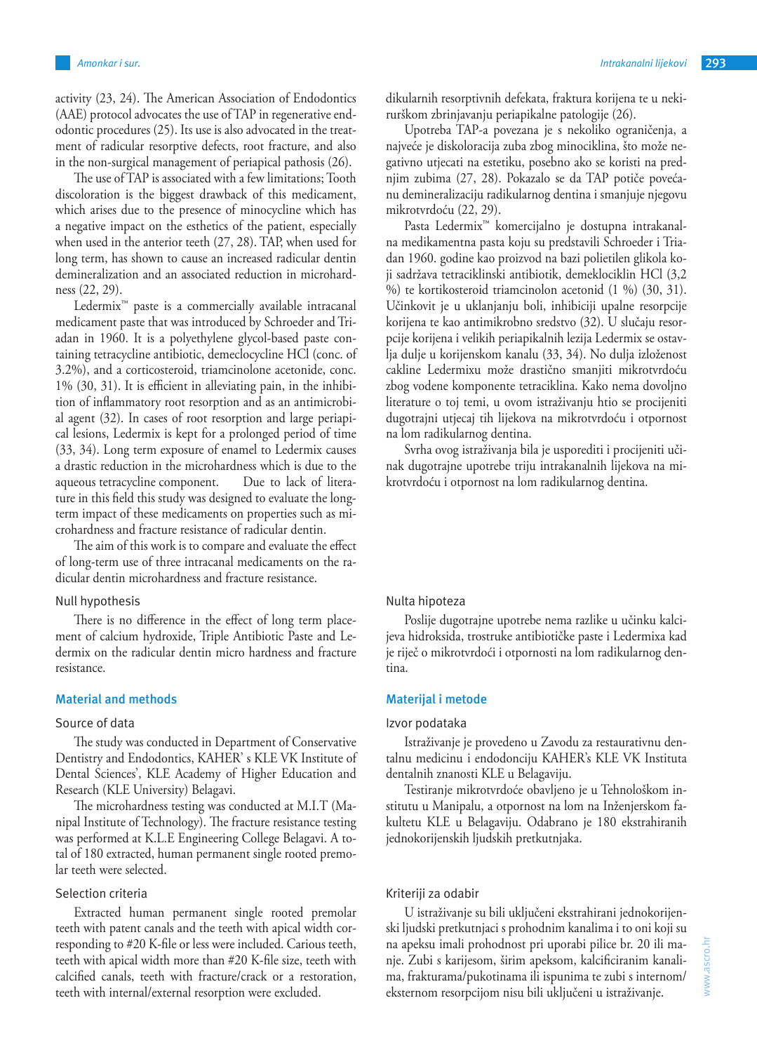activity (23, 24). The American Association of Endodontics (AAE) protocol advocates the use of TAP in regenerative endodontic procedures (25). Its use is also advocated in the treatment of radicular resorptive defects, root fracture, and also in the non-surgical management of periapical pathosis (26).

The use of TAP is associated with a few limitations; Tooth discoloration is the biggest drawback of this medicament, which arises due to the presence of minocycline which has a negative impact on the esthetics of the patient, especially when used in the anterior teeth (27, 28). TAP, when used for long term, has shown to cause an increased radicular dentin demineralization and an associated reduction in microhardness (22, 29).

Ledermix™ paste is a commercially available intracanal medicament paste that was introduced by Schroeder and Triadan in 1960. It is a polyethylene glycol-based paste containing tetracycline antibiotic, demeclocycline HCl (conc. of 3.2%), and a corticosteroid, triamcinolone acetonide, conc. 1% (30, 31). It is efficient in alleviating pain, in the inhibition of inflammatory root resorption and as an antimicrobial agent (32). In cases of root resorption and large periapical lesions, Ledermix is kept for a prolonged period of time (33, 34). Long term exposure of enamel to Ledermix causes a drastic reduction in the microhardness which is due to the aqueous tetracycline component. Due to lack of literature in this field this study was designed to evaluate the long-term impact of these medicaments on properties such as microhardness and fracture resistance of radicular dentin.

The aim of this work is to compare and evaluate the effect of long-term use of three intracanal medicaments on the radicular dentin microhardness and fracture resistance.

### Null hypothesis

There is no difference in the effect of long term placement of calcium hydroxide, Triple Antibiotic Paste and Ledermix on the radicular dentin micro hardness and fracture resistance.

## Material and methods

### Source of data

The study was conducted in Department of Conservative Dentistry and Endodontics, KAHER' s KLE VK Institute of Dental Sciences', KLE Academy of Higher Education and Research (KLE University) Belagavi.

The microhardness testing was conducted at M.I.T (Manipal Institute of Technology). The fracture resistance testing was performed at K.L.E Engineering College Belagavi. A total of 180 extracted, human permanent single rooted premolar teeth were selected.

### Selection criteria

Extracted human permanent single rooted premolar teeth with patent canals and the teeth with apical width corresponding to #20 K-file or less were included. Carious teeth, teeth with apical width more than #20 K-file size, teeth with calcified canals, teeth with fracture/crack or a restoration, teeth with internal/external resorption were excluded.

dikularnih resorptivnih defekata, fraktura korijena te u nekirurškom zbrinjavanju periapikalne patologije (26).

Upotreba TAP-a povezana je s nekoliko ograničenja, a najveće je diskoloracija zuba zbog minociklina, što može negativno utjecati na estetiku, posebno ako se koristi na prednjim zubima (27, 28). Pokazalo se da TAP potiče povećanu demineralizaciju radikularnog dentina i smanjuje njegovu mikrotvrdoću (22, 29).

Pasta Ledermix™ komercijalno je dostupna intrakanalna medikamentna pasta koju su predstavili Schroeder i Triadan 1960. godine kao proizvod na bazi polietilen glikola koji sadržava tetraciklinski antibiotik, demeklociklin HCl (3,2 %) te kortikosteroid triamcinolon acetonid (1 %) (30, 31). Učinkovit je u uklanjanju boli, inhibiciji upalne resorpcije korijena te kao antimikrobno sredstvo (32). U slučaju resorpcije korijena i velikih periapikalnih lezija Ledermix se ostavlja dulje u korijenskom kanalu (33, 34). No dulja izloženost cakline Ledermixu može drastično smanjiti mikrotvrdoću zbog vodene komponente tetraciklina. Kako nema dovoljno literature o toj temi, u ovom istraživanju htio se procijeniti dugotrajni utjecaj tih lijekova na mikrotvrdoću i otpornost na lom radikularnog dentina.

Svrha ovog istraživanja bila je usporediti i procijeniti učinak dugotrajne upotrebe triju intrakanalnih lijekova na mikrotvrdoću i otpornost na lom radikularnog dentina.

### Nulta hipoteza

Poslije dugotrajne upotrebe nema razlike u učinku kalcijeva hidroksida, trostruke antibiotičke paste i Ledermixa kad je riječ o mikrotvrdoći i otpornosti na lom radikularnog dentina.

## Materijal i metode

### Izvor podataka

Istraživanje je provedeno u Zavodu za restaurativnu dentalnu medicinu i endodonciju KAHER's KLE VK Instituta dentalnih znanosti KLE u Belagaviju.

Testiranje mikrotvrdoće obavljeno je u Tehnološkom institutu u Manipalu, a otpornost na lom na Inženjerskom fakultetu KLE u Belagaviju. Odabrano je 180 ekstrahiranih jednokorijenskih ljudskih pretkutnjaka.

### Kriteriji za odabir

U istraživanje su bili uključeni ekstrahirani jednokorijenski ljudski pretkutnjaci s prohodnim kanalima i to oni koji su na apeksu imali prohodnost pri uporabi pilice br. 20 ili manje. Zubi s karijesom, širim apeksom, kalcificiranim kanalima, frakturama/pukotinama ili ispunima te zubi s internom/eksternom resorpcijom nisu bili uključeni u istraživanje.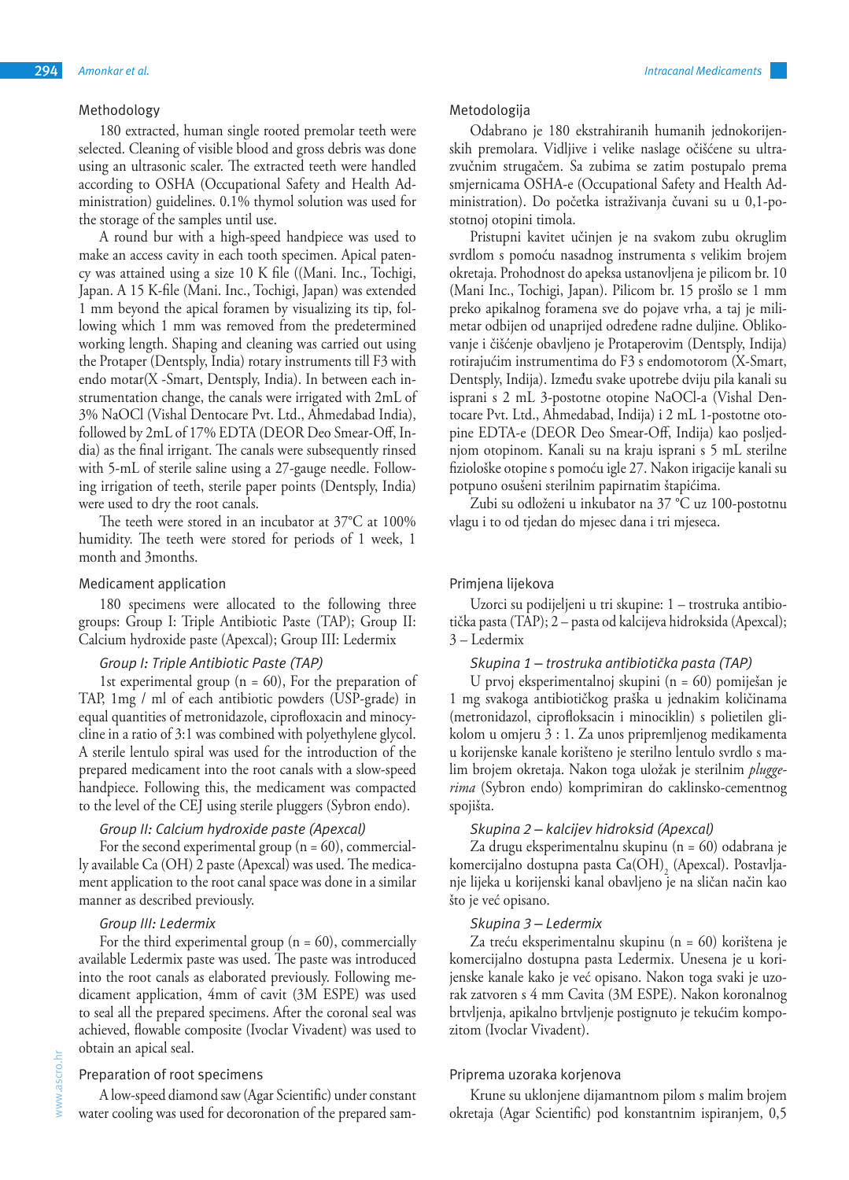## Methodology

180 extracted, human single rooted premolar teeth were selected. Cleaning of visible blood and gross debris was done using an ultrasonic scaler. The extracted teeth were handled according to OSHA (Occupational Safety and Health Administration) guidelines. 0.1% thymol solution was used for the storage of the samples until use.

A round bur with a high-speed handpiece was used to make an access cavity in each tooth specimen. Apical patency was attained using a size 10 K file ((Mani. Inc., Tochigi, Japan. A 15 K-file (Mani. Inc., Tochigi, Japan) was extended 1 mm beyond the apical foramen by visualizing its tip, following which 1 mm was removed from the predetermined working length. Shaping and cleaning was carried out using the Protaper (Dentsply, India) rotary instruments till F3 with endo motor(X -Smart, Dentsply, India). In between each instrumentation change, the canals were irrigated with 2mL of 3% NaOCl (Vishal Dentocare Pvt. Ltd., Ahmedabad India), followed by 2mL of 17% EDTA (DEOR Deo Smear-Off, India) as the final irrigant. The canals were subsequently rinsed with 5-mL of sterile saline using a 27-gauge needle. Following irrigation of teeth, sterile paper points (Dentsply, India) were used to dry the root canals.

The teeth were stored in an incubator at 37°C at 100% humidity. The teeth were stored for periods of 1 week, 1 month and 3months.

## Medicament application

180 specimens were allocated to the following three groups: Group I: Triple Antibiotic Paste (TAP); Group II: Calcium hydroxide paste (Apexcal); Group III: Ledermix

### *Group I: Triple Antibiotic Paste (TAP)*

1st experimental group (n = 60), For the preparation of TAP, 1mg / ml of each antibiotic powders (USP-grade) in equal quantities of metronidazole, ciprofloxacin and minocycline in a ratio of 3:1 was combined with polyethylene glycol. A sterile lentulo spiral was used for the introduction of the prepared medicament into the root canals with a slow-speed handpiece. Following this, the medicament was compacted to the level of the CEJ using sterile pluggers (Sybron endo).

### *Group II: Calcium hydroxide paste (Apexcal)*

For the second experimental group (n = 60), commercially available Ca (OH) 2 paste (Apexcal) was used. The medicament application to the root canal space was done in a similar manner as described previously.

### *Group III: Ledermix*

For the third experimental group (n = 60), commercially available Ledermix paste was used. The paste was introduced into the root canals as elaborated previously. Following medicament application, 4mm of cavit (3M ESPE) was used to seal all the prepared specimens. After the coronal seal was achieved, flowable composite (Ivoclar Vivadent) was used to obtain an apical seal.

## Preparation of root specimens

A low-speed diamond saw (Agar Scientific) under constant water cooling was used for decoronation of the prepared sam-

## Metodologija

Odabrano je 180 ekstrahiranih humanih jednokorijenskih premolara. Vidljive i velike naslage očišćene su ultrazvučnim strugačem. Sa zubima se zatim postupalo prema smjernicama OSHA-e (Occupational Safety and Health Administration). Do početka istraživanja čuvani su u 0,1-postotnoj otopini timola.

Pristupni kavitet učinjen je na svakom zubu okruglim svrdlom s pomoću nasadnog instrumenta s velikim brojem okretaja. Prohodnost do apeksa ustanovljena je pilicom br. 10 (Mani Inc., Tochigi, Japan). Pilicom br. 15 prošlo se 1 mm preko apikalnog foramena sve do pojave vrha, a taj je milimetar odbijen od unaprijed određene radne duljine. Oblikovanje i čišćenje obavljeno je Protaperovim (Dentsply, Indija) rotirajućim instrumentima do F3 s endomotorom (X-Smart, Dentsply, Indija). Između svake upotrebe dviju pila kanali su isprani s 2 mL 3-postotne otopine NaOCl-a (Vishal Dentocare Pvt. Ltd., Ahmedabad, Indija) i 2 mL 1-postotne otopine EDTA-e (DEOR Deo Smear-Off, Indija) kao posljednjom otopinom. Kanali su na kraju isprani s 5 mL sterilne fiziološke otopine s pomoću igle 27. Nakon irigacije kanali su potpuno osušeni sterilnim papirnatim štapićima.

Zubi su odloženi u inkubator na 37 °C uz 100-postotnu vlagu i to od tjedan do mjesec dana i tri mjeseca.

## Primjena lijekova

Uzorci su podijeljeni u tri skupine: 1 – trostruka antibiotička pasta (TAP); 2 – pasta od kalcijeva hidroksida (Apexcal); 3 – Ledermix

### *Skupina 1 – trostruka antibiotička pasta (TAP)*

U prvoj eksperimentalnoj skupini (n = 60) pomiješan je 1 mg svakoga antibiotičkog praška u jednakim količinama (metronidazol, ciprofloksacin i minociklin) s polietilen glikolom u omjeru 3 : 1. Za unos pripremljenog medikamenta u korijenske kanale korišteno je sterilno lentulo svrdlo s malim brojem okretaja. Nakon toga uložak je sterilnim *pluggerima* (Sybron endo) komprimiran do caklinsko-cementnog spojišta.

### *Skupina 2 – kalcijev hidroksid (Apexcal)*

Za drugu eksperimentalnu skupinu (n = 60) odabrana je komercijalno dostupna pasta $Ca(OH)_2$ (Apexcal). Postavljanje lijeka u korijenski kanal obavljeno je na sličan način kao što je već opisano.

### *Skupina 3 – Ledermix*

Za treću eksperimentalnu skupinu (n = 60) korištena je komercijalno dostupna pasta Ledermix. Unesena je u korijenske kanale kako je već opisano. Nakon toga svaki je uzorak zatvoren s 4 mm Cavita (3M ESPE). Nakon koronalnog brtvljenja, apikalno brtvljenje postignuto je tekućim kompozitom (Ivoclar Vivadent).

## Priprema uzoraka korjenova

Krune su uklonjene dijamantnom pilom s malim brojem okretaja (Agar Scientific) pod konstantnim ispiranjem, 0,5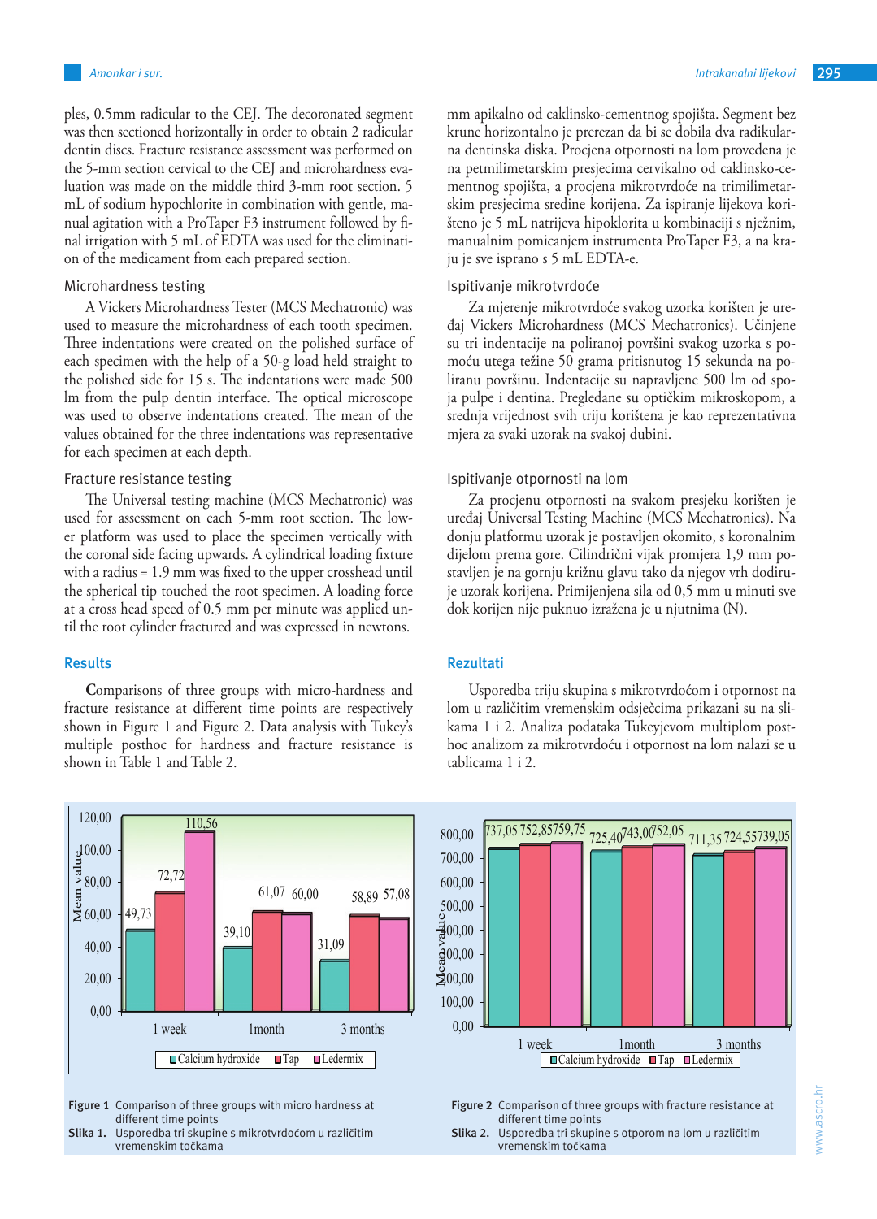ples, 0.5mm radicular to the CEJ. The decoronated segment was then sectioned horizontally in order to obtain 2 radicular dentin discs. Fracture resistance assessment was performed on the 5-mm section cervical to the CEJ and microhardness evaluation was made on the middle third 3-mm root section. 5 mL of sodium hypochlorite in combination with gentle, manual agitation with a ProTaper F3 instrument followed by final irrigation with 5 mL of EDTA was used for the elimination of the medicament from each prepared section.

### Microhardness testing

A Vickers Microhardness Tester (MCS Mechatronic) was used to measure the microhardness of each tooth specimen. Three indentations were created on the polished surface of each specimen with the help of a 50-g load held straight to the polished side for 15 s. The indentations were made 500 lm from the pulp dentin interface. The optical microscope was used to observe indentations created. The mean of the values obtained for the three indentations was representative for each specimen at each depth.

### Fracture resistance testing

The Universal testing machine (MCS Mechatronic) was used for assessment on each 5-mm root section. The lower platform was used to place the specimen vertically with the coronal side facing upwards. A cylindrical loading fixture with a radius = 1.9 mm was fixed to the upper crosshead until the spherical tip touched the root specimen. A loading force at a cross head speed of 0.5 mm per minute was applied until the root cylinder fractured and was expressed in newtons.

## Results

Comparisons of three groups with micro-hardness and fracture resistance at different time points are respectively shown in Figure 1 and Figure 2. Data analysis with Tukey's multiple posthoc for hardness and fracture resistance is shown in Table 1 and Table 2.

mm apikalno od caklinsko-cementnog spojišta. Segment bez krune horizontalno je prerezan da bi se dobila dva radikularna dentinska diska. Procjena otpornosti na lom provedena je na petmilimetarskim presjecima cervikalno od caklinsko-cementnog spojišta, a procjena mikrotvrdoće na trimilimetarskim presjecima sredine korijena. Za ispiranje lijekova korišteno je 5 mL natrijeva hipoklorita u kombinaciji s nježnim, manualnim pomicanjem instrumenta ProTaper F3, a na kraju je sve isprano s 5 mL EDTA-e.

### Ispitivanje mikrotvrdoće

Za mjerenje mikrotvrdoće svakog uzorka korišten je uređaj Vickers Microhardness (MCS Mechatronics). Učinjene su tri indentacije na poliranoj površini svakog uzorka pomoću utega težine 50 grama pritisnutog 15 sekunda na poliranu površinu. Indentacije su napravljene 500 lm od spoja pulpe i dentina. Pregledane su optičkim mikroskopom, a srednja vrijednost svih triju korištena je kao reprezentativna mjera za svaki uzorak na svakoj dubini.

### Ispitivanje otpornosti na lom

Za procjenu otpornosti na svakom presjeku korišten je uređaj Universal Testing Machine (MCS Mechatronics). Na donju platformu uzorak je postavljen okomito, s koronalnim dijelom prema gore. Cilindrični vijak promjera 1,9 mm postavljen je na gornju križnu glavu tako da njegov vrh dodiruje uzorak korijena. Primijenjena sila od 0,5 mm u minuti sve dok korijen nije puknuo izražena je u njutnima (N).

## Rezultati

Usporedba triju skupina s mikrotvrdoćom i otpornost na lom u različitim vremenskim odsječcima prikazani su na slikama 1 i 2. Analiza podataka Tukeyjevom multiplom post-hoc analizom za mikrotvrdoću i otpornost na lom nalazi se u tablicama 1 i 2.

| | Calcium hydroxide | Tap | Ledermix |
|---|---|---|---|
| 1 week | 49,73 | 72,72 | 110,56 |
| 1month | 39,10 | 61,07 | 60,00 |
| 3 months | 31,09 | 58,89 | 57,08 |

**Figure 1** Comparison of three groups with micro hardness at different time points
**Slika 1.** Usporedba tri skupine s mikrotvrdoćom u različitim vremenskim točkama

| | Calcium hydroxide | Tap | Ledermix |
|---|---|---|---|
| 1 week | 737,05 | 752,85 | 759,75 |
| 1month | 725,40 | 743,00 | 752,05 |
| 3 months | 711,35 | 724,55 | 739,05 |

**Figure 2** Comparison of three groups with fracture resistance at different time points
**Slika 2.** Usporedba tri skupine s otporom na lom u različitim vremenskim točkama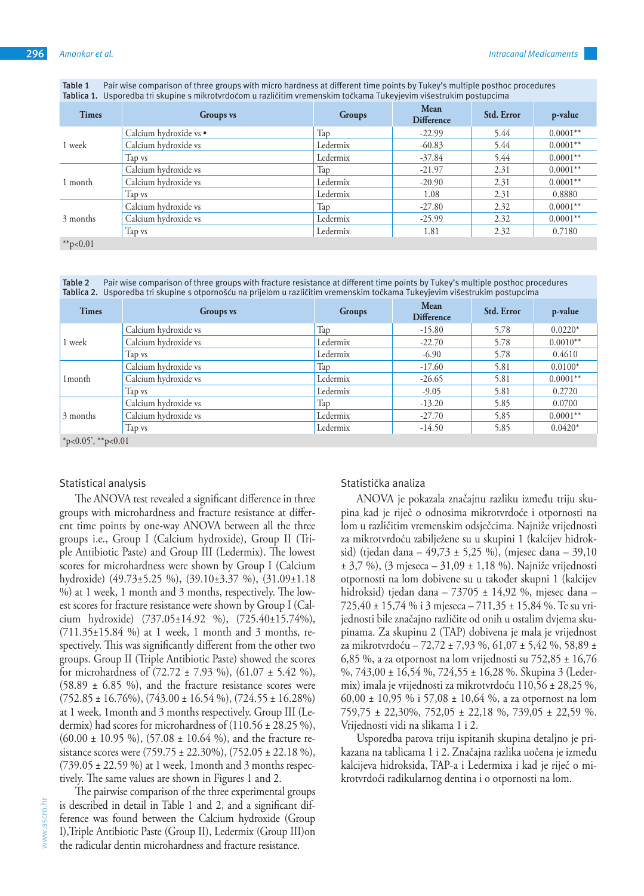**Table 1** Pair wise comparison of three groups with micro hardness at different time points by Tukey's multiple posthoc procedures
**Tablica 1.** Usporedba tri skupine s mikrotvrdoćom u različitim vremenskim točkama Tukeyjevim višestrukim postupcima

| Times | Groups vs | Groups | Mean Difference | Std. Error | p-value |
|---|---|---|---|---|---|
| 1 week | Calcium hydroxide vs • | Tap | -22.99 | 5.44 | 0.0001** |
| | Calcium hydroxide vs | Ledermix | -60.83 | 5.44 | 0.0001** |
| | Tap vs | Ledermix | -37.84 | 5.44 | 0.0001** |
| 1 month | Calcium hydroxide vs | Tap | -21.97 | 2.31 | 0.0001** |
| | Calcium hydroxide vs | Ledermix | -20.90 | 2.31 | 0.0001** |
| | Tap vs | Ledermix | 1.08 | 2.31 | 0.8880 |
| 3 months | Calcium hydroxide vs | Tap | -27.80 | 2.32 | 0.0001** |
| | Calcium hydroxide vs | Ledermix | -25.99 | 2.32 | 0.0001** |
| | Tap vs | Ledermix | 1.81 | 2.32 | 0.7180 |

**p<0.01

**Table 2** Pair wise comparison of three groups with fracture resistance at different time points by Tukey's multiple posthoc procedures
**Tablica 2.** Usporedba tri skupine s otpornošću na prijelom u različitim vremenskim točkama Tukeyjevim višestrukim postupcima

| Times | Groups vs | Groups | Mean Difference | Std. Error | p-value |
|---|---|---|---|---|---|
| 1 week | Calcium hydroxide vs | Tap | -15.80 | 5.78 | 0.0220* |
| | Calcium hydroxide vs | Ledermix | -22.70 | 5.78 | 0.0010** |
| | Tap vs | Ledermix | -6.90 | 5.78 | 0.4610 |
| 1month | Calcium hydroxide vs | Tap | -17.60 | 5.81 | 0.0100* |
| | Calcium hydroxide vs | Ledermix | -26.65 | 5.81 | 0.0001** |
| | Tap vs | Ledermix | -9.05 | 5.81 | 0.2720 |
| 3 months | Calcium hydroxide vs | Tap | -13.20 | 5.85 | 0.0700 |
| | Calcium hydroxide vs | Ledermix | -27.70 | 5.85 | 0.0001** |
| | Tap vs | Ledermix | -14.50 | 5.85 | 0.0420* |

*p<0.05', **p<0.01

## Statistical analysis

The ANOVA test revealed a significant difference in three groups with microhardness and fracture resistance at different time points by one-way ANOVA between all the three groups i.e., Group I (Calcium hydroxide), Group II (Triple Antibiotic Paste) and Group III (Ledermix). The lowest scores for microhardness were shown by Group I (Calcium hydroxide) (49.73±5.25 %), (39.10±3.37 %), (31.09±1.18 %) at 1 week, 1 month and 3 months, respectively. The lowest scores for fracture resistance were shown by Group I (Calcium hydroxide) (737.05±14.92 %), (725.40±15.74%), (711.35±15.84 %) at 1 week, 1 month and 3 months, respectively. This was significantly different from the other two groups. Group II (Triple Antibiotic Paste) showed the scores for microhardness of (72.72 ± 7.93 %), (61.07 ± 5.42 %), (58.89 ± 6.85 %), and the fracture resistance scores were (752.85 ± 16.76%), (743.00 ± 16.54 %), (724.55 ± 16.28%) at 1 week, 1month and 3 months respectively. Group III (Ledermix) had scores for microhardness of (110.56 ± 28.25 %), (60.00 ± 10.95 %), (57.08 ± 10.64 %), and the fracture resistance scores were (759.75 ± 22.30%), (752.05 ± 22.18 %), (739.05 ± 22.59 %) at 1 week, 1month and 3 months respectively. The same values are shown in Figures 1 and 2.

The pairwise comparison of the three experimental groups is described in detail in Table 1 and 2, and a significant difference was found between the Calcium hydroxide (Group I),Triple Antibiotic Paste (Group II), Ledermix (Group III)on the radicular dentin microhardness and fracture resistance.

## Statistička analiza

ANOVA je pokazala značajnu razliku između triju skupina kad je riječ o odnosima mikrotvrdoće i otpornosti na lom u različitim vremenskim odsječcima. Najniže vrijednosti za mikrotvrdoću zabilježene su u skupini 1 (kalcijev hidroksid) (tjedan dana – 49,73 ± 5,25 %), (mjesec dana – 39,10 ± 3,7 %), (3 mjeseca – 31,09 ± 1,18 %). Najniže vrijednosti otpornosti na lom dobivene su također skupni 1 (kalcijev hidroksid) tjedan dana – 73705 ± 14,92 %, mjesec dana – 725,40 ± 15,74 % i 3 mjeseca – 711,35 ± 15,84 %. Te su vrijednosti bile značajno različite od onih u ostalim dvjema skupinama. Za skupinu 2 (TAP) dobivena je mala je vrijednost za mikrotvrdoću – 72,72 ± 7,93 %, 61,07 ± 5,42 %, 58,89 ± 6,85 %, a za otpornost na lom vrijednosti su 752,85 ± 16,76 %, 743,00 ± 16,54 %, 724,55 ± 16,28 %. Skupina 3 (Ledermix) imala je vrijednosti za mikrotvrdoću 110,56 ± 28,25 %, 60,00 ± 10,95 % i 57,08 ± 10,64 %, a za otpornost na lom 759,75 ± 22,30%, 752,05 ± 22,18 %, 739,05 ± 22,59 %. Vrijednosti vidi na slikama 1 i 2.

Usporedba parova triju ispitanih skupina detaljno je prikazana na tablicama 1 i 2. Značajna razlika uočena je između kalcijeva hidroksida, TAP-a i Ledermixa i kad je riječ o mikrotvrdoći radikularnog dentina i o otpornosti na lom.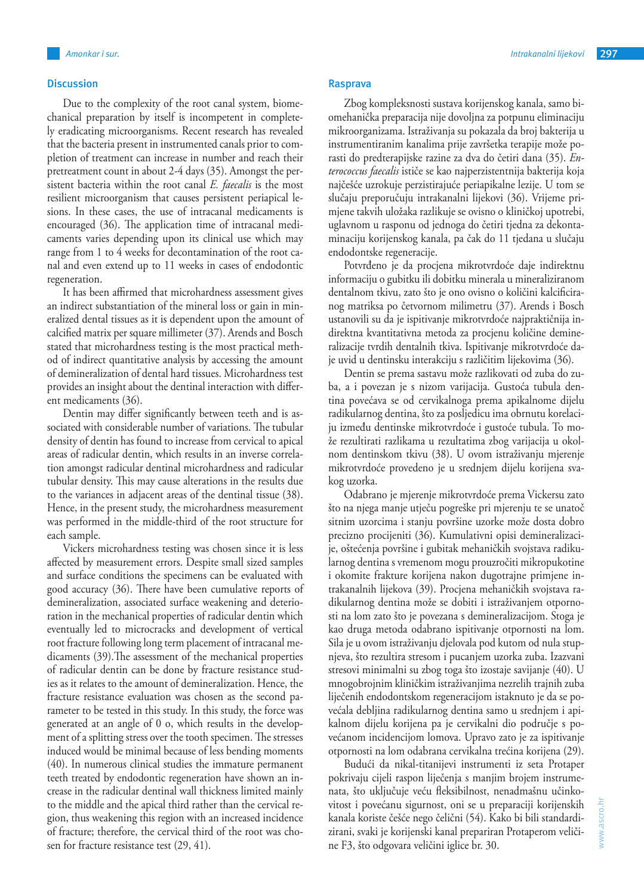## Discussion

Due to the complexity of the root canal system, biomechanical preparation by itself is incompetent in completely eradicating microorganisms. Recent research has revealed that the bacteria present in instrumented canals prior to completion of treatment can increase in number and reach their pretreatment count in about 2-4 days (35). Amongst the persistent bacteria within the root canal *E. faecalis* is the most resilient microorganism that causes persistent periapical lesions. In these cases, the use of intracanal medicaments is encouraged (36). The application time of intracanal medicaments varies depending upon its clinical use which may range from 1 to 4 weeks for decontamination of the root canal and even extend up to 11 weeks in cases of endodontic regeneration.

It has been affirmed that microhardness assessment gives an indirect substantiation of the mineral loss or gain in mineralized dental tissues as it is dependent upon the amount of calcified matrix per square millimeter (37). Arends and Bosch stated that microhardness testing is the most practical method of indirect quantitative analysis by accessing the amount of demineralization of dental hard tissues. Microhardness test provides an insight about the dentinal interaction with different medicaments (36).

Dentin may differ significantly between teeth and is associated with considerable number of variations. The tubular density of dentin has found to increase from cervical to apical areas of radicular dentin, which results in an inverse correlation amongst radicular dentinal microhardness and radicular tubular density. This may cause alterations in the results due to the variances in adjacent areas of the dentinal tissue (38). Hence, in the present study, the microhardness measurement was performed in the middle-third of the root structure for each sample.

Vickers microhardness testing was chosen since it is less affected by measurement errors. Despite small sized samples and surface conditions the specimens can be evaluated with good accuracy (36). There have been cumulative reports of demineralization, associated surface weakening and deterioration in the mechanical properties of radicular dentin which eventually led to microcracks and development of vertical root fracture following long term placement of intracanal medicaments (39).The assessment of the mechanical properties of radicular dentin can be done by fracture resistance studies as it relates to the amount of demineralization. Hence, the fracture resistance evaluation was chosen as the second parameter to be tested in this study. In this study, the force was generated at an angle of 0 o, which results in the development of a splitting stress over the tooth specimen. The stresses induced would be minimal because of less bending moments (40). In numerous clinical studies the immature permanent teeth treated by endodontic regeneration have shown an increase in the radicular dentinal wall thickness limited mainly to the middle and the apical third rather than the cervical region, thus weakening this region with an increased incidence of fracture; therefore, the cervical third of the root was chosen for fracture resistance test (29, 41).

## Rasprava

Zbog kompleksnosti sustava korijenskog kanala, samo biomehanička preparacija nije dovoljna za potpunu eliminaciju mikroorganizama. Istraživanja su pokazala da broj bakterija u instrumentiranim kanalima prije završetka terapije može porasti do predterapijske razine za dva do četiri dana (35). *Enterococcus faecalis* ističe se kao najperzistentnija bakterija koja najčešće uzrokuje perzistirajuće periapikalne lezije. U tom se slučaju preporučuju intrakanalni lijekovi (36). Vrijeme primjene takvih uložaka razlikuje se ovisno o kliničkoj upotrebi, uglavnom u rasponu od jednoga do četiri tjedna za dekontaminaciju korijenskog kanala, pa čak do 11 tjedana u slučaju endodontske regeneracije.

Potvrđeno je da procjena mikrotvrdoće daje indirektnu informaciju o gubitku ili dobitku minerala u mineraliziranom dentalnom tkivu, zato što je ono ovisno o količini kalcificiranog matriksa po četvornom milimetru (37). Arends i Bosch ustanovili su da je ispitivanje mikrotvrdoće najpraktičnija indirektna kvantitativna metoda za procjenu količine demineralizacije tvrdih dentalnih tkiva. Ispitivanje mikrotvrdoće daje uvid u dentinsku interakciju s različitim lijekovima (36).

Dentin se prema sastavu može razlikovati od zuba do zuba, a i povezan je s nizom varijacija. Gustoća tubula dentina povećava se od cervikalnoga prema apikalnome dijelu radikularnog dentina, što za posljedicu ima obrnutu korelaciju između dentinske mikrotvrdoće i gustoće tubula. To može rezultirati razlikama u rezultatima zbog varijacija u okolnom dentinskom tkivu (38). U ovom istraživanju mjerenje mikrotvrdoće provedeno je u srednjem dijelu korijena svakog uzorka.

Odabrano je mjerenje mikrotvrdoće prema Vickersu zato što na njega manje utječu pogreške pri mjerenju te se unatoč sitnim uzorcima i stanju površine uzorke može dosta dobro precizno procijeniti (36). Kumulativni opisi demineralizacije, oštećenja površine i gubitak mehaničkih svojstava radikularnog dentina s vremenom mogu prouzročiti mikropukotine i okomite frakture korijena nakon dugotrajne primjene intrakanalnih lijekova (39). Procjena mehaničkih svojstava radikularnog dentina može se dobiti i istraživanjem otpornosti na lom zato što je povezana s demineralizacijom. Stoga je kao druga metoda odabrano ispitivanje otpornosti na lom. Sila je u ovom istraživanju djelovala pod kutom od nula stupnjeva, što rezultira stresom i pucanjem uzorka zuba. Izazvani stresovi minimalni su zbog toga što izostaje savijanje (40). U mnogobrojnim kliničkim istraživanjima nezrelih trajnih zuba liječenih endodontskom regeneracijom istaknuto je da se povećala debljina radikularnog dentina samo u srednjem i apikalnom dijelu korijena pa je cervikalni dio područje s povećanom incidencijom lomova. Upravo zato je za ispitivanje otpornosti na lom odabrana cervikalna trećina korijena (29).

Budući da nikal-titanijevi instrumenti iz seta Protaper pokrivaju cijeli raspon liječenja s manjim brojem instrumenata, što uključuje veću fleksibilnost, nenadmašnu učinkovitost i povećanu sigurnost, oni se u preparaciji korijenskih kanala koriste češće nego čelični (54). Kako bi bili standardizirani, svaki je korijenski kanal prepariran Protaperom veličine F3, što odgovara veličini iglice br. 30.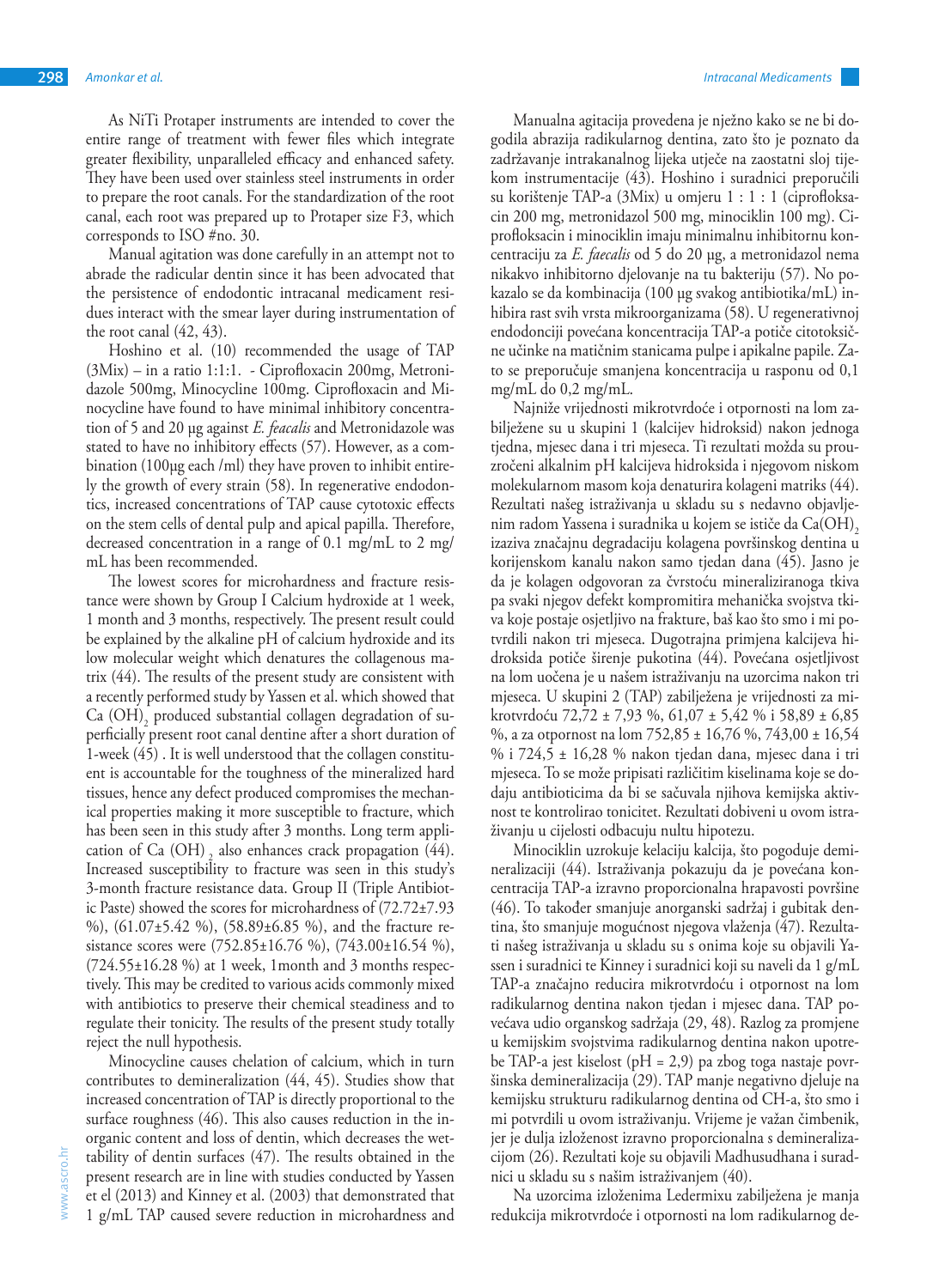As NiTi Protaper instruments are intended to cover the entire range of treatment with fewer files which integrate greater flexibility, unparalleled efficacy and enhanced safety. They have been used over stainless steel instruments in order to prepare the root canals. For the standardization of the root canal, each root was prepared up to Protaper size F3, which corresponds to ISO #no. 30.

Manual agitation was done carefully in an attempt not to abrade the radicular dentin since it has been advocated that the persistence of endodontic intracanal medicament residues interact with the smear layer during instrumentation of the root canal (42, 43).

Hoshino et al. (10) recommended the usage of TAP (3Mix) – in a ratio 1:1:1. - Ciprofloxacin 200mg, Metronidazole 500mg, Minocycline 100mg. Ciprofloxacin and Minocycline have found to have minimal inhibitory concentration of 5 and 20 µg against *E. feacalis* and Metronidazole was stated to have no inhibitory effects (57). However, as a combination (100µg each /ml) they have proven to inhibit entirely the growth of every strain (58). In regenerative endodontics, increased concentrations of TAP cause cytotoxic effects on the stem cells of dental pulp and apical papilla. Therefore, decreased concentration in a range of 0.1 mg/mL to 2 mg/mL has been recommended.

The lowest scores for microhardness and fracture resistance were shown by Group I Calcium hydroxide at 1 week, 1 month and 3 months, respectively. The present result could be explained by the alkaline pH of calcium hydroxide and its low molecular weight which denatures the collagenous matrix (44). The results of the present study are consistent with a recently performed study by Yassen et al. which showed that $Ca(OH)_2$ produced substantial collagen degradation of superficially present root canal dentine after a short duration of 1-week (45) . It is well understood that the collagen constituent is accountable for the toughness of the mineralized hard tissues, hence any defect produced compromises the mechanical properties making it more susceptible to fracture, which has been seen in this study after 3 months. Long term application of $Ca(OH)_2$ also enhances crack propagation (44). Increased susceptibility to fracture was seen in this study's 3-month fracture resistance data. Group II (Triple Antibiotic Paste) showed the scores for microhardness of (72.72±7.93 %), (61.07±5.42 %), (58.89±6.85 %), and the fracture resistance scores were (752.85±16.76 %), (743.00±16.54 %), (724.55±16.28 %) at 1 week, 1month and 3 months respectively. This may be credited to various acids commonly mixed with antibiotics to preserve their chemical steadiness and to regulate their tonicity. The results of the present study totally reject the null hypothesis.

Minocycline causes chelation of calcium, which in turn contributes to demineralization (44, 45). Studies show that increased concentration of TAP is directly proportional to the surface roughness (46). This also causes reduction in the inorganic content and loss of dentin, which decreases the wettability of dentin surfaces (47). The results obtained in the present research are in line with studies conducted by Yassen et el (2013) and Kinney et al. (2003) that demonstrated that 1 g/mL TAP caused severe reduction in microhardness and

Manualna agitacija provedena je nježno kako se ne bi dogodila abrazija radikularnog dentina, zato što je poznato da zadržavanje intrakanalnog lijeka utječe na zaostatni sloj tijekom instrumentacije (43). Hoshino i suradnici preporučili su korištenje TAP-a (3Mix) u omjeru 1 : 1 : 1 (ciprofloksacin 200 mg, metronidazol 500 mg, minociklin 100 mg). Ciprofloksacin i minociklin imaju minimalnu inhibitornu koncentraciju za *E. faecalis* od 5 do 20 µg, a metronidazol nema nikakvo inhibitorno djelovanje na tu bakteriju (57). No pokazalo se da kombinacija (100 µg svakog antibiotika/mL) inhibira rast svih vrsta mikroorganizama (58). U regenerativnoj endodonciji povećana koncentracija TAP-a potiče citotoksične učinke na matičnim stanicama pulpe i apikalne papile. Zato se preporučuje smanjena koncentracija u rasponu od 0,1 mg/mL do 0,2 mg/mL.

Najniže vrijednosti mikrotvrdoće i otpornosti na lom zabilježene su u skupini 1 (kalcijev hidroksid) nakon jednoga tjedna, mjesec dana i tri mjeseca. Ti rezultati možda su prouzročeni alkalnim pH kalcijeva hidroksida i njegovom niskom molekularnom masom koja denaturira kolageni matriks (44). Rezultati našeg istraživanja u skladu su s nedavno objavljenim radom Yassena i suradnika u kojem se ističe da $Ca(OH)_2$ izaziva značajnu degradaciju kolagena površinskog dentina u korijenskom kanalu nakon samo tjedan dana (45). Jasno je da je kolagen odgovoran za čvrstoću mineraliziranoga tkiva pa svaki njegov defekt kompromitira mehanička svojstva tkiva koje postaje osjetljivo na frakture, baš kao što smo i mi potvrdili nakon tri mjeseca. Dugotrajna primjena kalcijeva hidroksida potiče širenje pukotina (44). Povećana osjetljivost na lom uočena je u našem istraživanju na uzorcima nakon tri mjeseca. U skupini 2 (TAP) zabilježena je vrijednost za mikrotvrdoću 72,72 ± 7,93 %, 61,07 ± 5,42 % i 58,89 ± 6,85 %, a za otpornost na lom 752,85 ± 16,76 %, 743,00 ± 16,54 % i 724,5 ± 16,28 % nakon tjedan dana, mjesec dana i tri mjeseca. To se može pripisati različitim kiselinama koje se dodaju antibioticima da bi se sačuvala njihova kemijska aktivnost te kontrolirao tonicitet. Rezultati dobiveni u ovom istraživanju u cijelosti odbacuju nultu hipotezu.

Minociklin uzrokuje kelaciju kalcija, što pogoduje demineralizaciji (44). Istraživanja pokazuju da je povećana koncentracija TAP-a izravno proporcionalna hrapavosti površine (46). To također smanjuje anorganski sadržaj i gubitak dentina, što smanjuje mogućnost njegova vlaženja (47). Rezultati našeg istraživanja u skladu su s onima koje su objavili Yassen i suradnici te Kinney i suradnici koji su naveli da 1 g/mL TAP-a značajno reducira mikrotvrdoću i otpornost na lom radikularnog dentina nakon tjedan i mjesec dana. TAP povećava udio organskog sadržaja (29, 48). Razlog za promjene u kemijskim svojstvima radikularnog dentina nakon upotrebe TAP-a jest kiselost (pH = 2,9) pa zbog toga nastaje površinska demineralizacija (29). TAP manje negativno djeluje na kemijsku strukturu radikularnog dentina od CH-a, što smo i mi potvrdili u ovom istraživanju. Vrijeme je važan čimbenik, jer je dulja izloženost izravno proporcionalna s demineralizacijom (26). Rezultati koje su objavili Madhusudhana i suradnici u skladu su s našim istraživanjem (40).

Na uzorcima izloženima Ledermixu zabilježena je manja redukcija mikrotvrdoće i otpornosti na lom radikularnog de-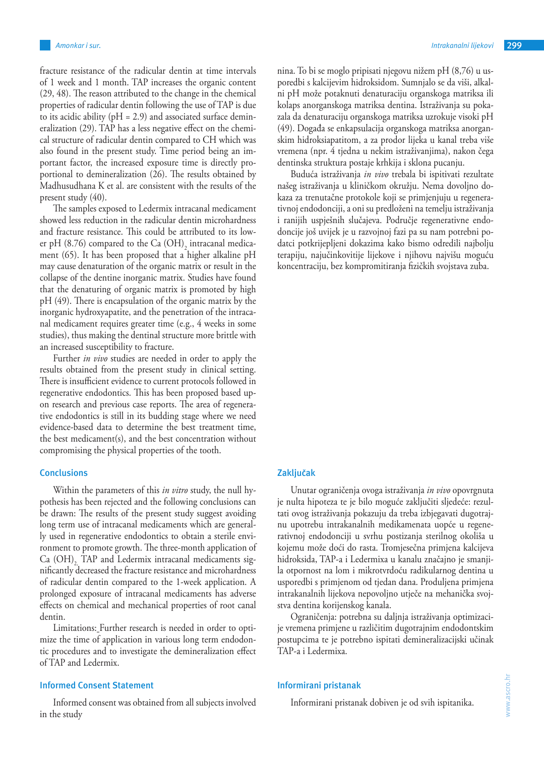fracture resistance of the radicular dentin at time intervals of 1 week and 1 month. TAP increases the organic content (29, 48). The reason attributed to the change in the chemical properties of radicular dentin following the use of TAP is due to its acidic ability (pH = 2.9) and associated surface demineralization (29). TAP has a less negative effect on the chemical structure of radicular dentin compared to CH which was also found in the present study. Time period being an important factor, the increased exposure time is directly proportional to demineralization (26). The results obtained by Madhusudhana K et al. are consistent with the results of the present study (40).

The samples exposed to Ledermix intracanal medicament showed less reduction in the radicular dentin microhardness and fracture resistance. This could be attributed to its lower pH (8.76) compared to the $Ca(OH)_2$ intracanal medicament (65). It has been proposed that a higher alkaline pH may cause denaturation of the organic matrix or result in the collapse of the dentine inorganic matrix. Studies have found that the denaturing of organic matrix is promoted by high pH (49). There is encapsulation of the organic matrix by the inorganic hydroxyapatite, and the penetration of the intracanal medicament requires greater time (e.g., 4 weeks in some studies), thus making the dentinal structure more brittle with an increased susceptibility to fracture.

Further *in vivo* studies are needed in order to apply the results obtained from the present study in clinical setting. There is insufficient evidence to current protocols followed in regenerative endodontics. This has been proposed based upon research and previous case reports. The area of regenerative endodontics is still in its budding stage where we need evidence-based data to determine the best treatment time, the best medicament(s), and the best concentration without compromising the physical properties of the tooth.

## Conclusions

Within the parameters of this *in vitro* study, the null hypothesis has been rejected and the following conclusions can be drawn: The results of the present study suggest avoiding long term use of intracanal medicaments which are generally used in regenerative endodontics to obtain a sterile environment to promote growth. The three-month application of $Ca(OH)_2$, TAP and Ledermix intracanal medicaments significantly decreased the fracture resistance and microhardness of radicular dentin compared to the 1-week application. A prolonged exposure of intracanal medicaments has adverse effects on chemical and mechanical properties of root canal dentin.

Limitations: Further research is needed in order to optimize the time of application in various long term endodontic procedures and to investigate the demineralization effect of TAP and Ledermix.

## Informed Consent Statement

Informed consent was obtained from all subjects involved in the study

nina. To bi se moglo pripisati njegovu nižem pH (8,76) u usporedbi s kalcijevim hidroksidom. Sumnjalo se da viši, alkalni pH može potaknuti denaturaciju organskoga matriksa ili kolaps anorganskoga matriksa dentina. Istraživanja su pokazala da denaturaciju organskoga matriksa uzrokuje visoki pH (49). Događa se enkapsulacija organskoga matriksa anorganskim hidroksiapatitom, a za prodor lijeka u kanal treba više vremena (npr. 4 tjedna u nekim istraživanjima), nakon čega dentinska struktura postaje krhkija i sklona pucanju.

Buduća istraživanja *in vivo* trebala bi ispitivati rezultate našeg istraživanja u kliničkom okružju. Nema dovoljno dokaza za trenutačne protokole koji se primjenjuju u regenerativnoj endodonciji, a oni su predloženi na temelju istraživanja i ranijih uspješnih slučajeva. Područje regenerativne endodoncije još uvijek je u razvojnoj fazi pa su nam potrebni podatci potkrijepljeni dokazima kako bismo odredili najbolju terapiju, najučinkovitije lijekove i njihovu najvišu moguću koncentraciju, bez kompromitiranja fizičkih svojstava zuba.

## Zaključak

Unutar ograničenja ovoga istraživanja *in vivo* opovrgnuta je nulta hipoteza te je bilo moguće zaključiti sljedeće: rezultati ovog istraživanja pokazuju da treba izbjegavati dugotrajnu upotrebu intrakanalnih medikamenata uopće u regenerativnoj endodonciji u svrhu postizanja sterilnog okoliša u kojemu može doći do rasta. Tromjesečna primjena kalcijeva hidroksida, TAP-a i Ledermixa u kanalu značajno je smanjila otpornost na lom i mikrotvrdoću radikularnog dentina u usporedbi s primjenom od tjedan dana. Produljena primjena intrakanalnih lijekova nepovoljno utječe na mehanička svojstva dentina korijenskog kanala.

Ograničenja: potrebna su daljnja istraživanja optimizacije vremena primjene u različitim dugotrajnim endodontskim postupcima te je potrebno ispitati demineralizacijski učinak TAP-a i Ledermixa.

## Informirani pristanak

Informirani pristanak dobiven je od svih ispitanika.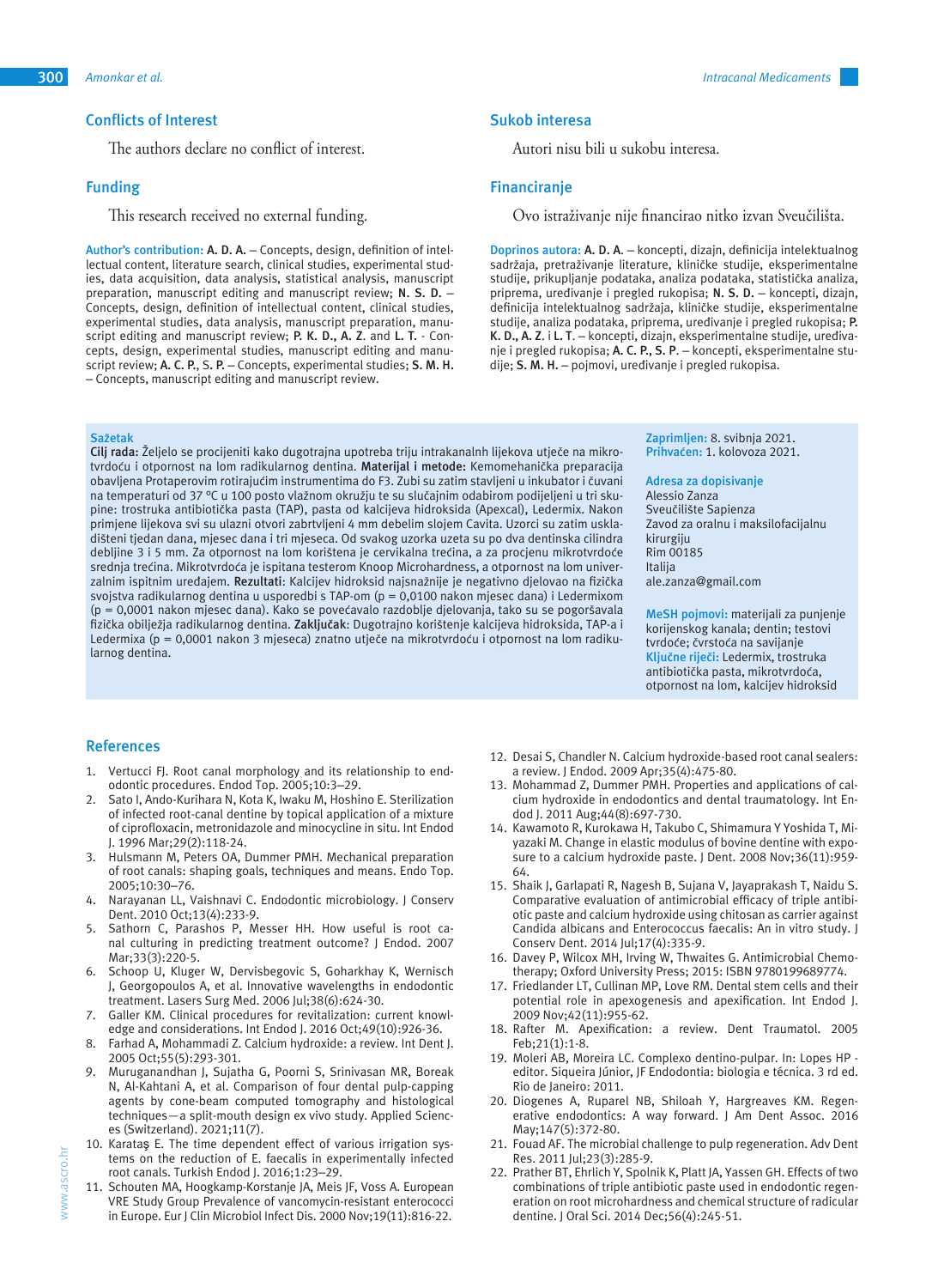## Conflicts of Interest

The authors declare no conflict of interest.

## Funding

This research received no external funding.

**Author's contribution:** **A. D. A.** – Concepts, design, definition of intellectual content, literature search, clinical studies, experimental studies, data acquisition, data analysis, statistical analysis, manuscript preparation, manuscript editing and manuscript review; **N. S. D.** – Concepts, design, definition of intellectual content, clinical studies, experimental studies, data analysis, manuscript preparation, manuscript editing and manuscript review; **P. K. D., A. Z.** and **L. T.** - Concepts, design, experimental studies, manuscript editing and manuscript review; **A. C. P.,** S. **P.** – Concepts, experimental studies; **S. M. H.** – Concepts, manuscript editing and manuscript review.

## Sukob interesa

Autori nisu bili u sukobu interesa.

## Financiranje

Ovo istraživanje nije financirao nitko izvan Sveučilišta.

**Doprinos autora:** **A. D. A.** – koncepti, dizajn, definicija intelektualnog sadržaja, pretraživanje literature, kliničke studije, eksperimentalne studije, prikupljanje podataka, analiza podataka, statistička analiza, priprema, uređivanje i pregled rukopisa; **N. S. D.** – koncepti, dizajn, definicija intelektualnog sadržaja, kliničke studije, eksperimentalne studije, analiza podataka, priprema, uređivanje i pregled rukopisa; **P. K. D., A. Z.** i **L. T.** – koncepti, dizajn, eksperimentalne studije, uređivanje i pregled rukopisa; **A. C. P., S. P.** – koncepti, eksperimentalne studije; **S. M. H.** – pojmovi, uređivanje i pregled rukopisa.

**Sažetak**

**Cilj rada:** Željelo se procijeniti kako dugotrajna upotreba triju intrakanalnh lijekova utječe na mikrotvrdoću i otpornost na lom radikularnog dentina. **Materijal i metode:** Kemomehanička preparacija obavljena Protaperovim rotirajućim instrumentima do F3. Zubi su zatim stavljeni u inkubator i čuvani na temperaturi od 37 °C u 100 posto vlažnom okružju te su slučajnim odabirom podijeljeni u tri skupine: trostruka antibiotička pasta (TAP), pasta od kalcijeva hidroksida (Apexcal), Ledermix. Nakon primjene lijekova svi su ulazni otvori zabrtvljeni 4 mm debelim slojem Cavita. Uzorci su zatim uskladišteni tjedan dana, mjesec dana i tri mjeseca. Od svakog uzorka uzeta su po dva dentinska cilindra debljine 3 i 5 mm. Za otpornost na lom korištena je cervikalna trećina, a za procjenu mikrotvrdoće srednja trećina. Mikrotvrdoća je ispitana testerom Knoop Microhardness, a otpornost na lom univerzalnim ispitnim uređajem. **Rezultati**: Kalcijev hidroksid najsnažnije je negativno djelovao na fizička svojstva radikularnog dentina i usporedbi s TAP-om (p = 0,0100 nakon mjesec dana) i Ledermixom (p = 0,0001 nakon mjesec dana). Kako se povećavalo razdoblje djelovanja, tako su se pogoršavala fizička obilježja radikularnog dentina. **Zaključak**: Dugotrajno korištenje kalcijeva hidroksida, TAP-a i Ledermixa (p = 0,0001 nakon 3 mjeseca) znatno utječe na mikrotvrdoću i otpornost na lom radikularnog dentina.

**Zaprimljen:** 8. svibnja 2021.
**Prihvaćen:** 1. kolovoza 2021.

**Adresa za dopisivanje**
Alessio Zanza
Sveučilište Sapienza
Zavod za oralnu i maksilofacijalnu kirurgiju
Rim 00185
Italija
ale.zanza@gmail.com

**MeSH pojmovi:** materijali za punjenje korijenskog kanala; dentin; testovi tvrdoće; čvrstoća na savijanje
**Ključne riječi:** Ledermix, trostruka antibiotička pasta, mikrotvrdoća, otpornost na lom, kalcijev hidroksid

## References

1. Vertucci FJ. Root canal morphology and its relationship to endodontic procedures. Endod Top. 2005;10:3–29.
2. Sato I, Ando-Kurihara N, Kota K, Iwaku M, Hoshino E. Sterilization of infected root-canal dentine by topical application of a mixture of ciprofloxacin, metronidazole and minocycline in situ. Int Endod J. 1996 Mar;29(2):118-24.
3. Hulsmann M, Peters OA, Dummer PMH. Mechanical preparation of root canals: shaping goals, techniques and means. Endo Top. 2005;10:30–76.
4. Narayanan LL, Vaishnavi C. Endodontic microbiology. J Conserv Dent. 2010 Oct;13(4):233-9.
5. Sathorn C, Parashos P, Messer HH. How useful is root canal culturing in predicting treatment outcome? J Endod. 2007 Mar;33(3):220-5.
6. Schoop U, Kluger W, Dervisbegovic S, Goharkhay K, Wernisch J, Georgopoulos A, et al. Innovative wavelengths in endodontic treatment. Lasers Surg Med. 2006 Jul;38(6):624-30.
7. Galler KM. Clinical procedures for revitalization: current knowledge and considerations. Int Endod J. 2016 Oct;49(10):926-36.
8. Farhad A, Mohammadi Z. Calcium hydroxide: a review. Int Dent J. 2005 Oct;55(5):293-301.
9. Muruganandhan J, Sujatha G, Poorni S, Srinivasan MR, Boreak N, Al-Kahtani A, et al. Comparison of four dental pulp-capping agents by cone-beam computed tomography and histological techniques—a split-mouth design ex vivo study. Applied Sciences (Switzerland). 2021;11(7).
10. Karataş E. The time dependent effect of various irrigation systems on the reduction of E. faecalis in experimentally infected root canals. Turkish Endod J. 2016;1:23–29.
11. Schouten MA, Hoogkamp-Korstanje JA, Meis JF, Voss A. European VRE Study Group Prevalence of vancomycin-resistant enterococci in Europe. Eur J Clin Microbiol Infect Dis. 2000 Nov;19(11):816-22.
12. Desai S, Chandler N. Calcium hydroxide-based root canal sealers: a review. J Endod. 2009 Apr;35(4):475-80.
13. Mohammad Z, Dummer PMH. Properties and applications of calcium hydroxide in endodontics and dental traumatology. Int Endod J. 2011 Aug;44(8):697-730.
14. Kawamoto R, Kurokawa H, Takubo C, Shimamura Y Yoshida T, Miyazaki M. Change in elastic modulus of bovine dentine with exposure to a calcium hydroxide paste. J Dent. 2008 Nov;36(11):959-64.
15. Shaik J, Garlapati R, Nagesh B, Sujana V, Jayaprakash T, Naidu S. Comparative evaluation of antimicrobial efficacy of triple antibiotic paste and calcium hydroxide using chitosan as carrier against Candida albicans and Enterococcus faecalis: An in vitro study. J Conserv Dent. 2014 Jul;17(4):335-9.
16. Davey P, Wilcox MH, Irving W, Thwaites G. Antimicrobial Chemotherapy; Oxford University Press; 2015: ISBN 9780199689774.
17. Friedlander LT, Cullinan MP, Love RM. Dental stem cells and their potential role in apexogenesis and apexification. Int Endod J. 2009 Nov;42(11):955-62.
18. Rafter M. Apexification: a review. Dent Traumatol. 2005 Feb;21(1):1-8.
19. Moleri AB, Moreira LC. Complexo dentino-pulpar. In: Lopes HP - editor. Siqueira Júnior, JF Endodontia: biologia e técnica. 3 rd ed. Rio de Janeiro: 2011.
20. Diogenes A, Ruparel NB, Shiloah Y, Hargreaves KM. Regenerative endodontics: A way forward. J Am Dent Assoc. 2016 May;147(5):372-80.
21. Fouad AF. The microbial challenge to pulp regeneration. Adv Dent Res. 2011 Jul;23(3):285-9.
22. Prather BT, Ehrlich Y, Spolnik K, Platt JA, Yassen GH. Effects of two combinations of triple antibiotic paste used in endodontic regeneration on root microhardness and chemical structure of radicular dentine. J Oral Sci. 2014 Dec;56(4):245-51.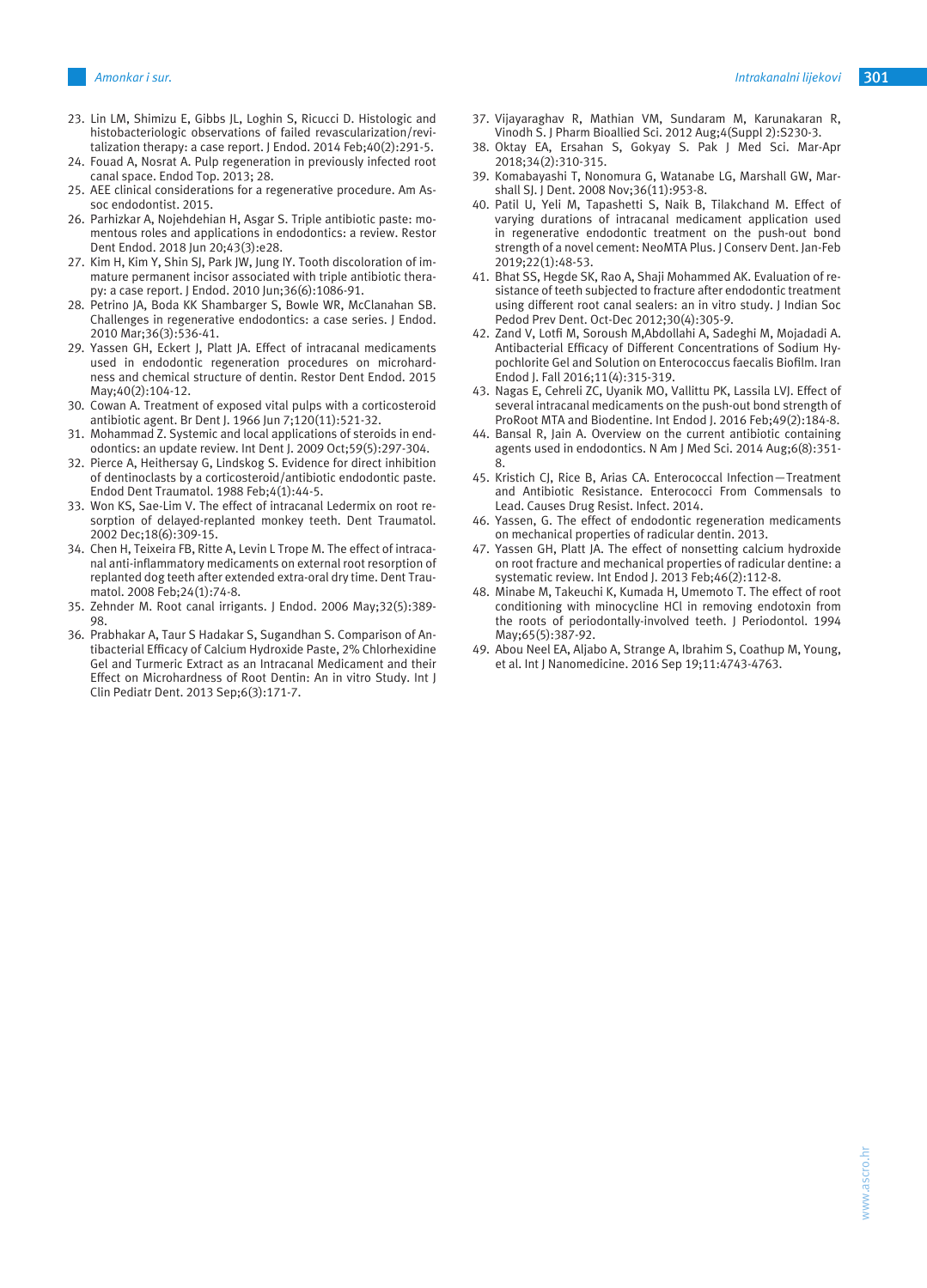23. Lin LM, Shimizu E, Gibbs JL, Loghin S, Ricucci D. Histologic and histobacteriologic observations of failed revascularization/revitalization therapy: a case report. J Endod. 2014 Feb;40(2):291-5.
24. Fouad A, Nosrat A. Pulp regeneration in previously infected root canal space. Endod Top. 2013; 28.
25. AEE clinical considerations for a regenerative procedure. Am Assoc endodontist. 2015.
26. Parhizkar A, Nojehdehian H, Asgar S. Triple antibiotic paste: momentous roles and applications in endodontics: a review. Restor Dent Endod. 2018 Jun 20;43(3):e28.
27. Kim H, Kim Y, Shin SJ, Park JW, Jung IY. Tooth discoloration of immature permanent incisor associated with triple antibiotic therapy: a case report. J Endod. 2010 Jun;36(6):1086-91.
28. Petrino JA, Boda KK Shambarger S, Bowle WR, McClanahan SB. Challenges in regenerative endodontics: a case series. J Endod. 2010 Mar;36(3):536-41.
29. Yassen GH, Eckert J, Platt JA. Effect of intracanal medicaments used in endodontic regeneration procedures on microhardness and chemical structure of dentin. Restor Dent Endod. 2015 May;40(2):104-12.
30. Cowan A. Treatment of exposed vital pulps with a corticosteroid antibiotic agent. Br Dent J. 1966 Jun 7;120(11):521-32.
31. Mohammad Z. Systemic and local applications of steroids in endodontics: an update review. Int Dent J. 2009 Oct;59(5):297-304.
32. Pierce A, Heithersay G, Lindskog S. Evidence for direct inhibition of dentinoclasts by a corticosteroid/antibiotic endodontic paste. Endod Dent Traumatol. 1988 Feb;4(1):44-5.
33. Won KS, Sae-Lim V. The effect of intracanal Ledermix on root resorption of delayed-replanted monkey teeth. Dent Traumatol. 2002 Dec;18(6):309-15.
34. Chen H, Teixeira FB, Ritte A, Levin L Trope M. The effect of intracanal anti-inflammatory medicaments on external root resorption of replanted dog teeth after extended extra-oral dry time. Dent Traumatol. 2008 Feb;24(1):74-8.
35. Zehnder M. Root canal irrigants. J Endod. 2006 May;32(5):389-98.
36. Prabhakar A, Taur S Hadakar S, Sugandhan S. Comparison of Antibacterial Efficacy of Calcium Hydroxide Paste, 2% Chlorhexidine Gel and Turmeric Extract as an Intracanal Medicament and their Effect on Microhardness of Root Dentin: An in vitro Study. Int J Clin Pediatr Dent. 2013 Sep;6(3):171-7.
37. Vijayaraghav R, Mathian VM, Sundaram M, Karunakaran R, Vinodh S. J Pharm Bioallied Sci. 2012 Aug;4(Suppl 2):S230-3.
38. Oktay EA, Ersahan S, Gokyay S. Pak J Med Sci. Mar-Apr 2018;34(2):310-315.
39. Komabayashi T, Nonomura G, Watanabe LG, Marshall GW, Marshall SJ. J Dent. 2008 Nov;36(11):953-8.
40. Patil U, Yeli M, Tapashetti S, Naik B, Tilakchand M. Effect of varying durations of intracanal medicament application used in regenerative endodontic treatment on the push-out bond strength of a novel cement: NeoMTA Plus. J Conserv Dent. Jan-Feb 2019;22(1):48-53.
41. Bhat SS, Hegde SK, Rao A, Shaji Mohammed AK. Evaluation of resistance of teeth subjected to fracture after endodontic treatment using different root canal sealers: an in vitro study. J Indian Soc Pedod Prev Dent. Oct-Dec 2012;30(4):305-9.
42. Zand V, Lotfi M, Soroush M,Abdollahi A, Sadeghi M, Mojadadi A. Antibacterial Efficacy of Different Concentrations of Sodium Hypochlorite Gel and Solution on Enterococcus faecalis Biofilm. Iran Endod J. Fall 2016;11(4):315-319.
43. Nagas E, Cehreli ZC, Uyanik MO, Vallittu PK, Lassila LVJ. Effect of several intracanal medicaments on the push-out bond strength of ProRoot MTA and Biodentine. Int Endod J. 2016 Feb;49(2):184-8.
44. Bansal R, Jain A. Overview on the current antibiotic containing agents used in endodontics. N Am J Med Sci. 2014 Aug;6(8):351-8.
45. Kristich CJ, Rice B, Arias CA. Enterococcal Infection—Treatment and Antibiotic Resistance. Enterococci From Commensals to Lead. Causes Drug Resist. Infect. 2014.
46. Yassen, G. The effect of endodontic regeneration medicaments on mechanical properties of radicular dentin. 2013.
47. Yassen GH, Platt JA. The effect of nonsetting calcium hydroxide on root fracture and mechanical properties of radicular dentine: a systematic review. Int Endod J. 2013 Feb;46(2):112-8.
48. Minabe M, Takeuchi K, Kumada H, Umemoto T. The effect of root conditioning with minocycline HCl in removing endotoxin from the roots of periodontally-involved teeth. J Periodontol. 1994 May;65(5):387-92.
49. Abou Neel EA, Aljabo A, Strange A, Ibrahim S, Coathup M, Young, et al. Int J Nanomedicine. 2016 Sep 19;11:4743-4763.